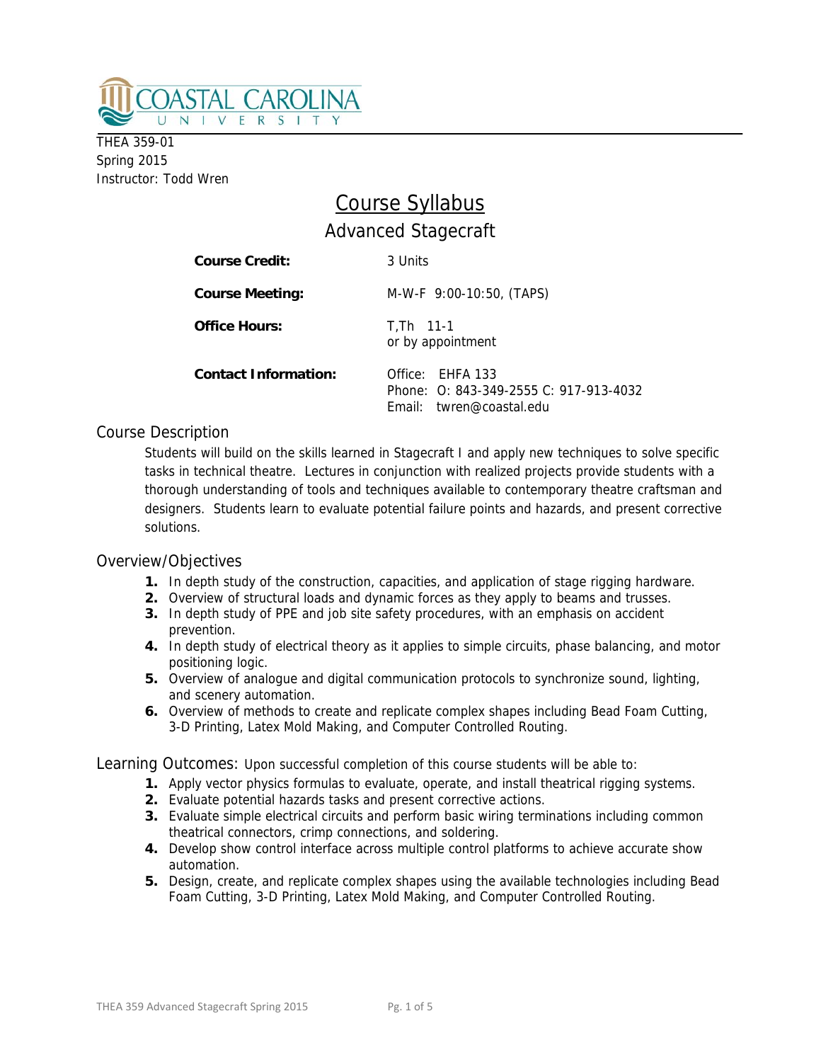COASTAL CAROLINA UNIVERSITY

THEA 359-01
Spring 2015
Instructor: Todd Wren

# Course Syllabus

## Advanced Stagecraft

| | |
|---|---|
| **Course Credit:** | 3 Units |
| **Course Meeting:** | M-W-F 9:00-10:50, (TAPS) |
| **Office Hours:** | T,Th 11-1<br>or by appointment |
| **Contact Information:** | Office: EHFA 133<br>Phone: O: 843-349-2555 C: 917-913-4032<br>Email: twren@coastal.edu |

## Course Description

Students will build on the skills learned in Stagecraft I and apply new techniques to solve specific tasks in technical theatre. Lectures in conjunction with realized projects provide students with a thorough understanding of tools and techniques available to contemporary theatre craftsman and designers. Students learn to evaluate potential failure points and hazards, and present corrective solutions.

## Overview/Objectives

1. In depth study of the construction, capacities, and application of stage rigging hardware.
2. Overview of structural loads and dynamic forces as they apply to beams and trusses.
3. In depth study of PPE and job site safety procedures, with an emphasis on accident prevention.
4. In depth study of electrical theory as it applies to simple circuits, phase balancing, and motor positioning logic.
5. Overview of analogue and digital communication protocols to synchronize sound, lighting, and scenery automation.
6. Overview of methods to create and replicate complex shapes including Bead Foam Cutting, 3-D Printing, Latex Mold Making, and Computer Controlled Routing.

## Learning Outcomes: Upon successful completion of this course students will be able to:

1. Apply vector physics formulas to evaluate, operate, and install theatrical rigging systems.
2. Evaluate potential hazards tasks and present corrective actions.
3. Evaluate simple electrical circuits and perform basic wiring terminations including common theatrical connectors, crimp connections, and soldering.
4. Develop show control interface across multiple control platforms to achieve accurate show automation.
5. Design, create, and replicate complex shapes using the available technologies including Bead Foam Cutting, 3-D Printing, Latex Mold Making, and Computer Controlled Routing.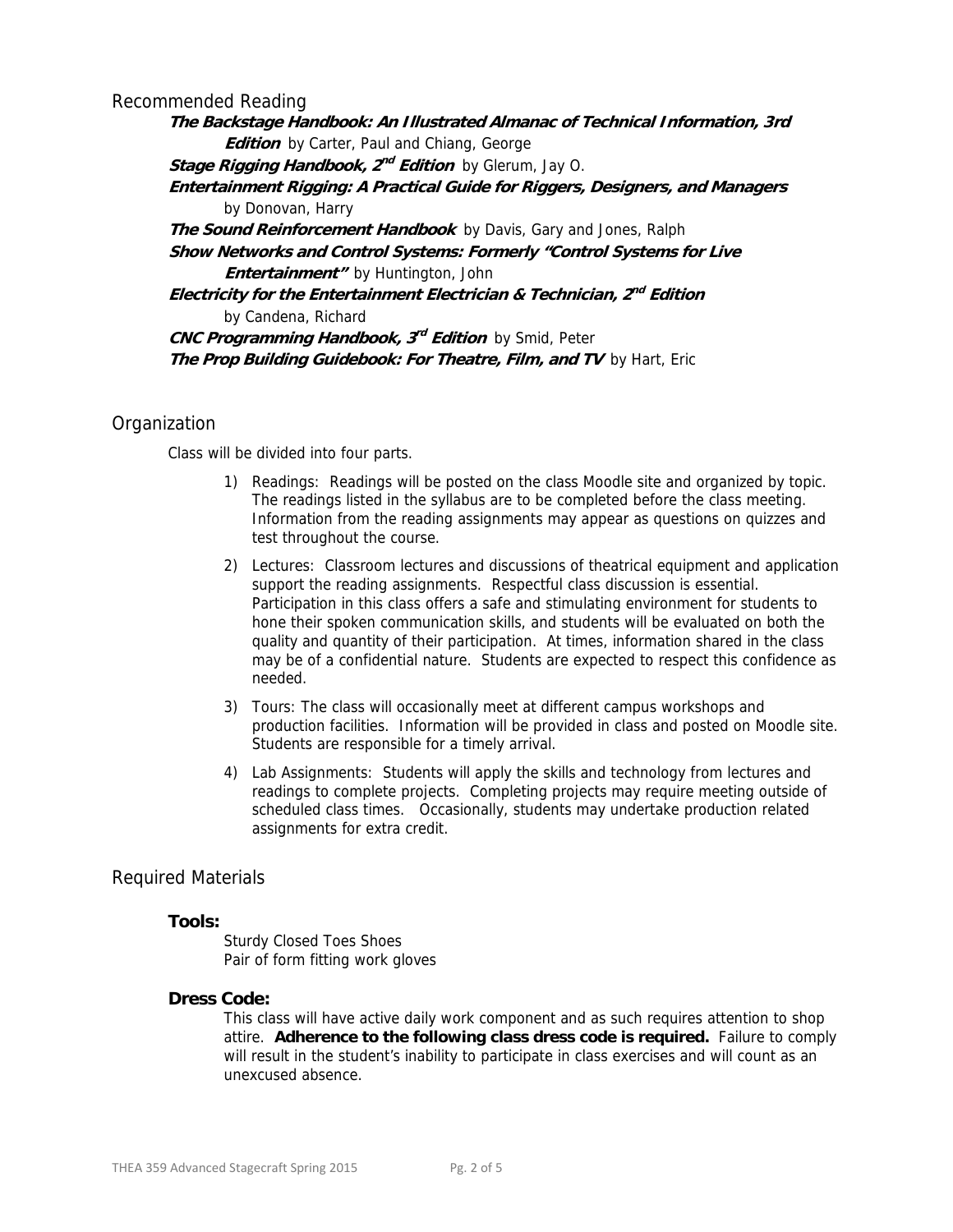## Recommended Reading

***The Backstage Handbook: An Illustrated Almanac of Technical Information, 3rd Edition*** by Carter, Paul and Chiang, George

***Stage Rigging Handbook, 2nd Edition*** by Glerum, Jay O.

***Entertainment Rigging: A Practical Guide for Riggers, Designers, and Managers*** by Donovan, Harry

***The Sound Reinforcement Handbook*** by Davis, Gary and Jones, Ralph

***Show Networks and Control Systems: Formerly "Control Systems for Live Entertainment"*** by Huntington, John

***Electricity for the Entertainment Electrician & Technician, 2nd Edition*** by Candena, Richard

***CNC Programming Handbook, 3rd Edition*** by Smid, Peter

***The Prop Building Guidebook: For Theatre, Film, and TV*** by Hart, Eric

## Organization

Class will be divided into four parts.

1) Readings: Readings will be posted on the class Moodle site and organized by topic. The readings listed in the syllabus are to be completed before the class meeting. Information from the reading assignments may appear as questions on quizzes and test throughout the course.
2) Lectures: Classroom lectures and discussions of theatrical equipment and application support the reading assignments. Respectful class discussion is essential. Participation in this class offers a safe and stimulating environment for students to hone their spoken communication skills, and students will be evaluated on both the quality and quantity of their participation. At times, information shared in the class may be of a confidential nature. Students are expected to respect this confidence as needed.
3) Tours: The class will occasionally meet at different campus workshops and production facilities. Information will be provided in class and posted on Moodle site. Students are responsible for a timely arrival.
4) Lab Assignments: Students will apply the skills and technology from lectures and readings to complete projects. Completing projects may require meeting outside of scheduled class times. Occasionally, students may undertake production related assignments for extra credit.

## Required Materials

### Tools:

Sturdy Closed Toes Shoes
Pair of form fitting work gloves

### Dress Code:

This class will have active daily work component and as such requires attention to shop attire. **Adherence to the following class dress code is required.** Failure to comply will result in the student's inability to participate in class exercises and will count as an unexcused absence.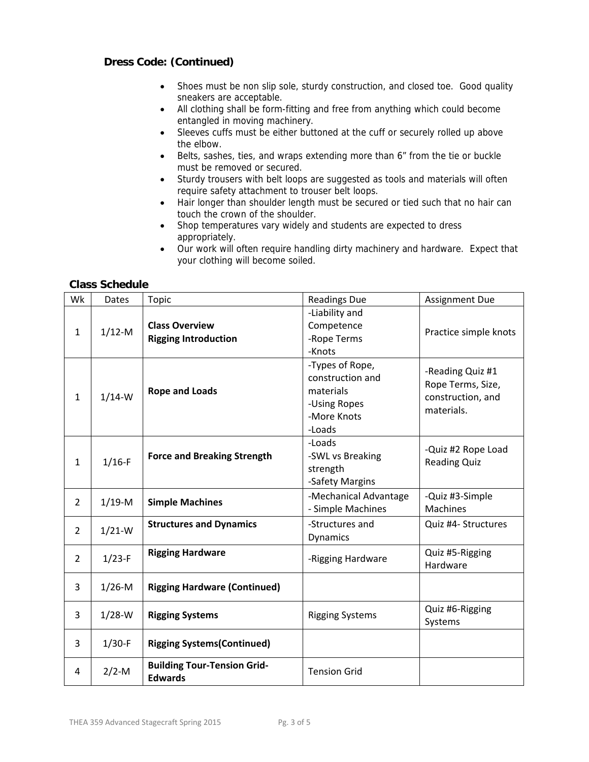### Dress Code: (Continued)

- Shoes must be non slip sole, sturdy construction, and closed toe. Good quality sneakers are acceptable.
- All clothing shall be form-fitting and free from anything which could become entangled in moving machinery.
- Sleeves cuffs must be either buttoned at the cuff or securely rolled up above the elbow.
- Belts, sashes, ties, and wraps extending more than 6" from the tie or buckle must be removed or secured.
- Sturdy trousers with belt loops are suggested as tools and materials will often require safety attachment to trouser belt loops.
- Hair longer than shoulder length must be secured or tied such that no hair can touch the crown of the shoulder.
- Shop temperatures vary widely and students are expected to dress appropriately.
- Our work will often require handling dirty machinery and hardware. Expect that your clothing will become soiled.

### Class Schedule

| Wk | Dates | Topic | Readings Due | Assignment Due |
|---|---|---|---|---|
| 1 | 1/12-M | **Class Overview**<br>**Rigging Introduction** | -Liability and Competence<br>-Rope Terms<br>-Knots | Practice simple knots |
| 1 | 1/14-W | **Rope and Loads** | -Types of Rope, construction and materials<br>-Using Ropes<br>-More Knots<br>-Loads | -Reading Quiz #1 Rope Terms, Size, construction, and materials. |
| 1 | 1/16-F | **Force and Breaking Strength** | -Loads<br>-SWL vs Breaking strength<br>-Safety Margins | -Quiz #2 Rope Load Reading Quiz |
| 2 | 1/19-M | **Simple Machines** | -Mechanical Advantage<br>- Simple Machines | -Quiz #3-Simple Machines |
| 2 | 1/21-W | **Structures and Dynamics** | -Structures and Dynamics | Quiz #4- Structures |
| 2 | 1/23-F | **Rigging Hardware** | -Rigging Hardware | Quiz #5-Rigging Hardware |
| 3 | 1/26-M | **Rigging Hardware (Continued)** | | |
| 3 | 1/28-W | **Rigging Systems** | Rigging Systems | Quiz #6-Rigging Systems |
| 3 | 1/30-F | **Rigging Systems(Continued)** | | |
| 4 | 2/2-M | **Building Tour-Tension Grid-Edwards** | Tension Grid | |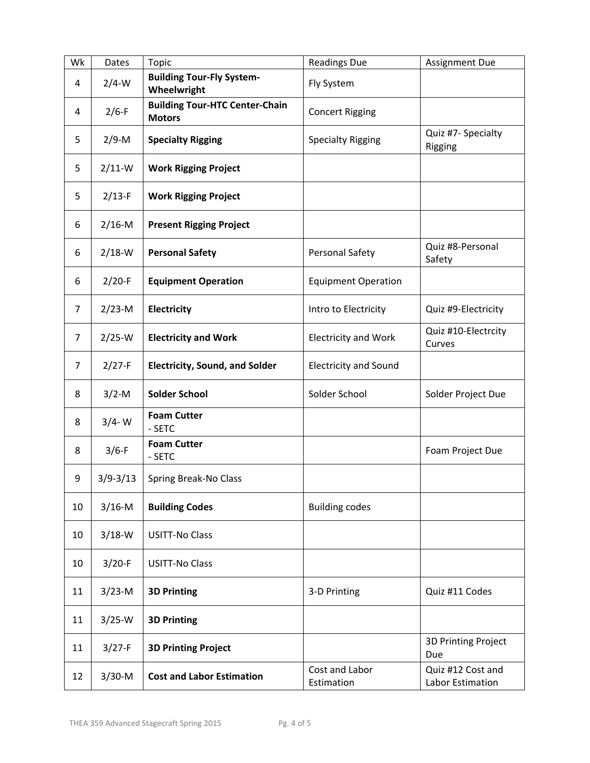| Wk | Dates | Topic | Readings Due | Assignment Due |
|---|---|---|---|---|
| 4 | 2/4-W | **Building Tour-Fly System-Wheelwright** | Fly System | |
| 4 | 2/6-F | **Building Tour-HTC Center-Chain Motors** | Concert Rigging | |
| 5 | 2/9-M | **Specialty Rigging** | Specialty Rigging | Quiz #7- Specialty Rigging |
| 5 | 2/11-W | **Work Rigging Project** | | |
| 5 | 2/13-F | **Work Rigging Project** | | |
| 6 | 2/16-M | **Present Rigging Project** | | |
| 6 | 2/18-W | **Personal Safety** | Personal Safety | Quiz #8-Personal Safety |
| 6 | 2/20-F | **Equipment Operation** | Equipment Operation | |
| 7 | 2/23-M | **Electricity** | Intro to Electricity | Quiz #9-Electricity |
| 7 | 2/25-W | **Electricity and Work** | Electricity and Work | Quiz #10-Electrcity Curves |
| 7 | 2/27-F | **Electricity, Sound, and Solder** | Electricity and Sound | |
| 8 | 3/2-M | **Solder School** | Solder School | Solder Project Due |
| 8 | 3/4- W | **Foam Cutter** - SETC | | |
| 8 | 3/6-F | **Foam Cutter** - SETC | | Foam Project Due |
| 9 | 3/9-3/13 | Spring Break-No Class | | |
| 10 | 3/16-M | **Building Codes** | Building codes | |
| 10 | 3/18-W | USITT-No Class | | |
| 10 | 3/20-F | USITT-No Class | | |
| 11 | 3/23-M | **3D Printing** | 3-D Printing | Quiz #11 Codes |
| 11 | 3/25-W | **3D Printing** | | |
| 11 | 3/27-F | **3D Printing Project** | | 3D Printing Project Due |
| 12 | 3/30-M | **Cost and Labor Estimation** | Cost and Labor Estimation | Quiz #12 Cost and Labor Estimation |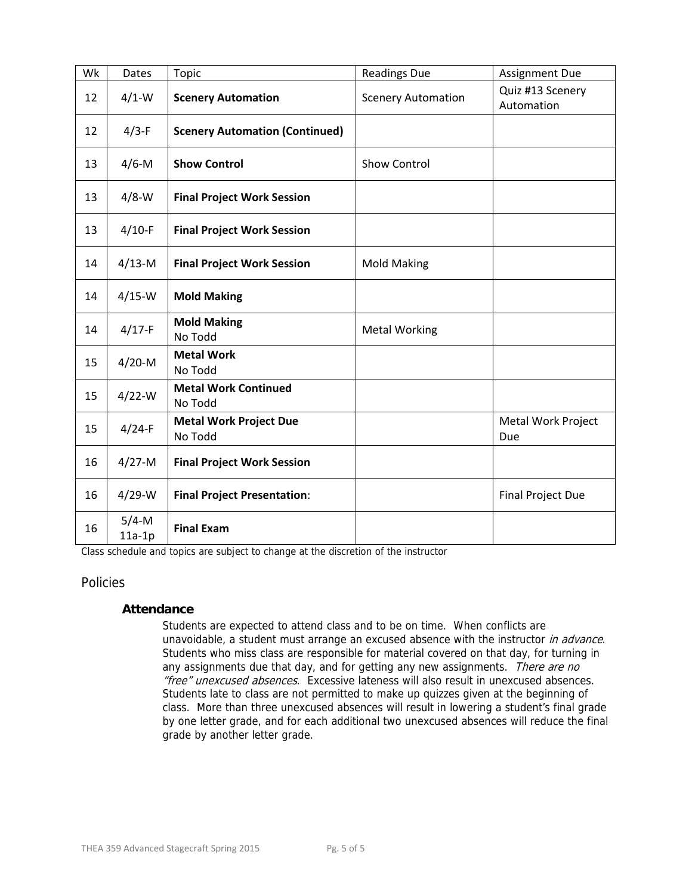| Wk | Dates | Topic | Readings Due | Assignment Due |
|---|---|---|---|---|
| 12 | 4/1-W | **Scenery Automation** | Scenery Automation | Quiz #13 Scenery Automation |
| 12 | 4/3-F | **Scenery Automation (Continued)** | | |
| 13 | 4/6-M | **Show Control** | Show Control | |
| 13 | 4/8-W | **Final Project Work Session** | | |
| 13 | 4/10-F | **Final Project Work Session** | | |
| 14 | 4/13-M | **Final Project Work Session** | Mold Making | |
| 14 | 4/15-W | **Mold Making** | | |
| 14 | 4/17-F | **Mold Making** No Todd | Metal Working | |
| 15 | 4/20-M | **Metal Work** No Todd | | |
| 15 | 4/22-W | **Metal Work Continued** No Todd | | |
| 15 | 4/24-F | **Metal Work Project Due** No Todd | | Metal Work Project Due |
| 16 | 4/27-M | **Final Project Work Session** | | |
| 16 | 4/29-W | **Final Project Presentation**: | | Final Project Due |
| 16 | 5/4-M 11a-1p | **Final Exam** | | |

Class schedule and topics are subject to change at the discretion of the instructor

## Policies

### Attendance

Students are expected to attend class and to be on time. When conflicts are unavoidable, a student must arrange an excused absence with the instructor *in advance*. Students who miss class are responsible for material covered on that day, for turning in any assignments due that day, and for getting any new assignments. *There are no "free" unexcused absences*. Excessive lateness will also result in unexcused absences. Students late to class are not permitted to make up quizzes given at the beginning of class. More than three unexcused absences will result in lowering a student's final grade by one letter grade, and for each additional two unexcused absences will reduce the final grade by another letter grade.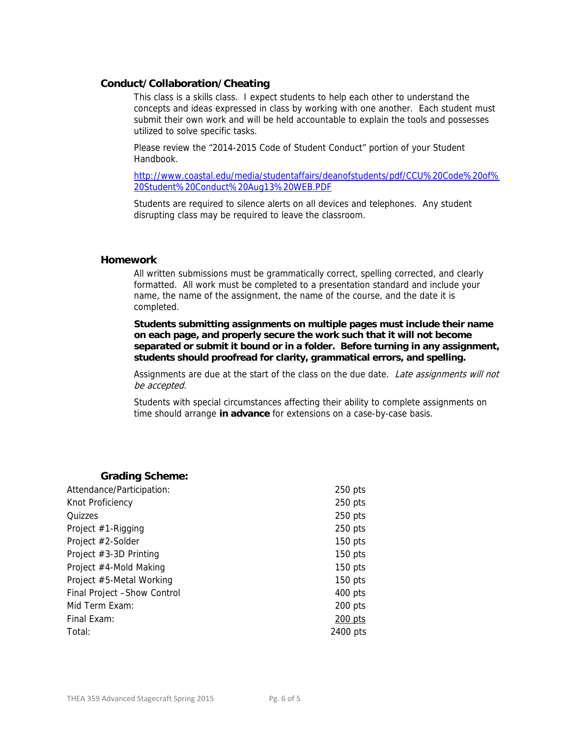## Conduct/Collaboration/Cheating

This class is a skills class. I expect students to help each other to understand the concepts and ideas expressed in class by working with one another. Each student must submit their own work and will be held accountable to explain the tools and possesses utilized to solve specific tasks.

Please review the "2014-2015 Code of Student Conduct" portion of your Student Handbook.

[http://www.coastal.edu/media/studentaffairs/deanofstudents/pdf/CCU%20Code%20of%20Student%20Conduct%20Aug13%20WEB.PDF](http://www.coastal.edu/media/studentaffairs/deanofstudents/pdf/CCU%20Code%20of%20Student%20Conduct%20Aug13%20WEB.PDF)

Students are required to silence alerts on all devices and telephones. Any student disrupting class may be required to leave the classroom.

## Homework

All written submissions must be grammatically correct, spelling corrected, and clearly formatted. All work must be completed to a presentation standard and include your name, the name of the assignment, the name of the course, and the date it is completed.

**Students submitting assignments on multiple pages must include their name on each page, and properly secure the work such that it will not become separated or submit it bound or in a folder. Before turning in any assignment, students should proofread for clarity, grammatical errors, and spelling.**

Assignments are due at the start of the class on the due date. *Late assignments will not be accepted.*

Students with special circumstances affecting their ability to complete assignments on time should arrange **in advance** for extensions on a case-by-case basis.

## Grading Scheme:

| Item | Points |
|---|---|
| Attendance/Participation: | 250 pts |
| Knot Proficiency | 250 pts |
| Quizzes | 250 pts |
| Project #1-Rigging | 250 pts |
| Project #2-Solder | 150 pts |
| Project #3-3D Printing | 150 pts |
| Project #4-Mold Making | 150 pts |
| Project #5-Metal Working | 150 pts |
| Final Project –Show Control | 400 pts |
| Mid Term Exam: | 200 pts |
| Final Exam: | 200 pts |
| Total: | 2400 pts |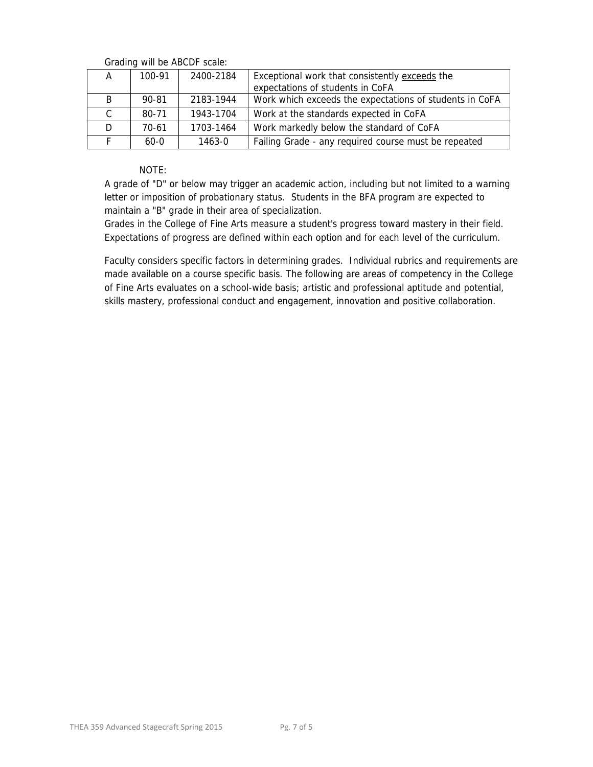Grading will be ABCDF scale:

| | | | |
|---|---|---|---|
| A | 100-91 | 2400-2184 | Exceptional work that consistently exceeds the expectations of students in CoFA |
| B | 90-81 | 2183-1944 | Work which exceeds the expectations of students in CoFA |
| C | 80-71 | 1943-1704 | Work at the standards expected in CoFA |
| D | 70-61 | 1703-1464 | Work markedly below the standard of CoFA |
| F | 60-0 | 1463-0 | Failing Grade - any required course must be repeated |

NOTE:

A grade of "D" or below may trigger an academic action, including but not limited to a warning letter or imposition of probationary status. Students in the BFA program are expected to maintain a "B" grade in their area of specialization.

Grades in the College of Fine Arts measure a student's progress toward mastery in their field. Expectations of progress are defined within each option and for each level of the curriculum.

Faculty considers specific factors in determining grades. Individual rubrics and requirements are made available on a course specific basis. The following are areas of competency in the College of Fine Arts evaluates on a school-wide basis; artistic and professional aptitude and potential, skills mastery, professional conduct and engagement, innovation and positive collaboration.